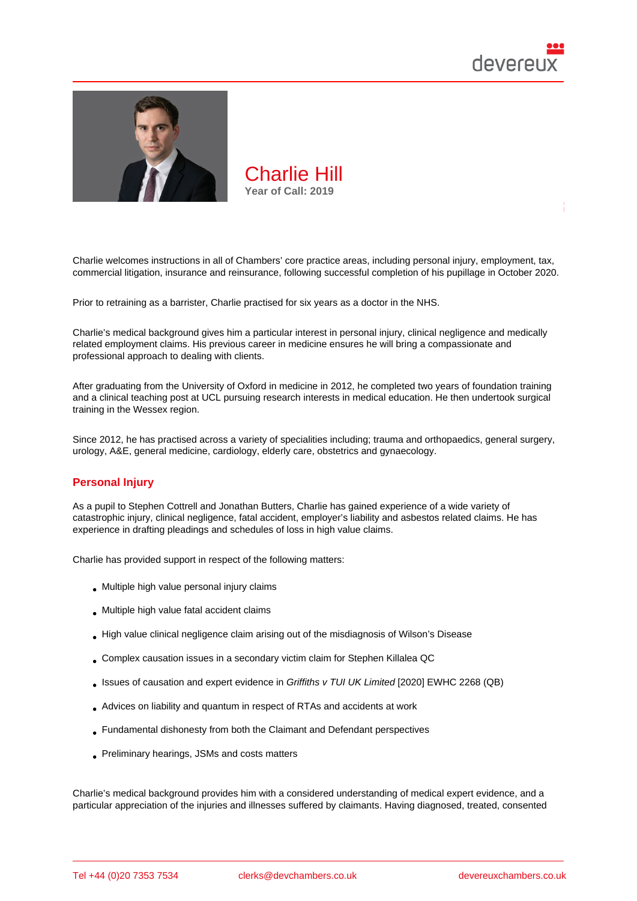# Charlie Hill

**Year of Call: 2019**

Charlie welcomes instructions in all of Chambers' core practice areas, including personal injury, employment, tax, commercial litigation, insurance and reinsurance, following successful completion of his pupillage in October 2020.

Prior to retraining as a barrister, Charlie practised for six years as a doctor in the NHS.

Charlie's medical background gives him a particular interest in personal injury, clinical negligence and medically related employment claims. His previous career in medicine ensures he will bring a compassionate and professional approach to dealing with clients.

After graduating from the University of Oxford in medicine in 2012, he completed two years of foundation training and a clinical teaching post at UCL pursuing research interests in medical education. He then undertook surgical training in the Wessex region.

Since 2012, he has practised across a variety of specialities including; trauma and orthopaedics, general surgery, urology, A&E, general medicine, cardiology, elderly care, obstetrics and gynaecology.

## Personal Injury

As a pupil to Stephen Cottrell and Jonathan Butters, Charlie has gained experience of a wide variety of catastrophic injury, clinical negligence, fatal accident, employer's liability and asbestos related claims. He has experience in drafting pleadings and schedules of loss in high value claims.

Charlie has provided support in respect of the following matters:

- Multiple high value personal injury claims
- Multiple high value fatal accident claims
- High value clinical negligence claim arising out of the misdiagnosis of Wilson's Disease
- Complex causation issues in a secondary victim claim for Stephen Killalea QC
- Issues of causation and expert evidence in *Griffiths v TUI UK Limited* [2020] EWHC 2268 (QB)
- Advices on liability and quantum in respect of RTAs and accidents at work
- Fundamental dishonesty from both the Claimant and Defendant perspectives
- Preliminary hearings, JSMs and costs matters

Charlie's medical background provides him with a considered understanding of medical expert evidence, and a particular appreciation of the injuries and illnesses suffered by claimants. Having diagnosed, treated, consented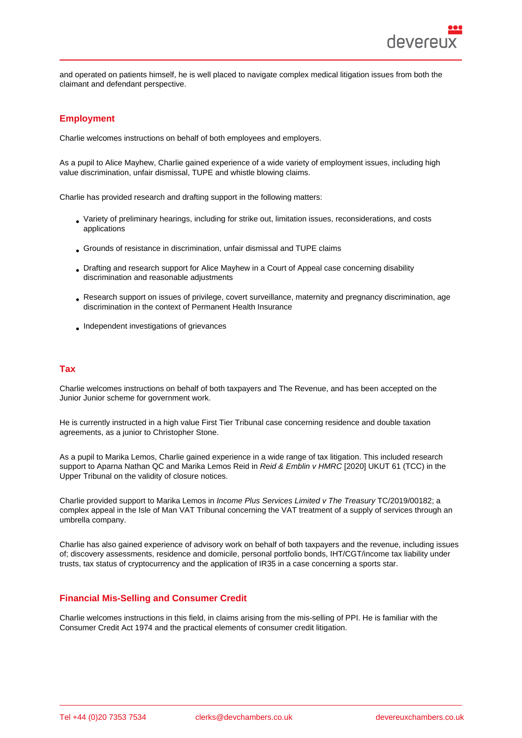and operated on patients himself, he is well placed to navigate complex medical litigation issues from both the claimant and defendant perspective.

## Employment

Charlie welcomes instructions on behalf of both employees and employers.

As a pupil to Alice Mayhew, Charlie gained experience of a wide variety of employment issues, including high value discrimination, unfair dismissal, TUPE and whistle blowing claims.

Charlie has provided research and drafting support in the following matters:

- Variety of preliminary hearings, including for strike out, limitation issues, reconsiderations, and costs applications
- Grounds of resistance in discrimination, unfair dismissal and TUPE claims
- Drafting and research support for Alice Mayhew in a Court of Appeal case concerning disability discrimination and reasonable adjustments
- Research support on issues of privilege, covert surveillance, maternity and pregnancy discrimination, age discrimination in the context of Permanent Health Insurance
- Independent investigations of grievances

## Tax

Charlie welcomes instructions on behalf of both taxpayers and The Revenue, and has been accepted on the Junior Junior scheme for government work.

He is currently instructed in a high value First Tier Tribunal case concerning residence and double taxation agreements, as a junior to Christopher Stone.

As a pupil to Marika Lemos, Charlie gained experience in a wide range of tax litigation. This included research support to Aparna Nathan QC and Marika Lemos Reid in *Reid & Emblin v HMRC* [2020] UKUT 61 (TCC) in the Upper Tribunal on the validity of closure notices.

Charlie provided support to Marika Lemos in *Income Plus Services Limited v The Treasury* TC/2019/00182; a complex appeal in the Isle of Man VAT Tribunal concerning the VAT treatment of a supply of services through an umbrella company.

Charlie has also gained experience of advisory work on behalf of both taxpayers and the revenue, including issues of; discovery assessments, residence and domicile, personal portfolio bonds, IHT/CGT/income tax liability under trusts, tax status of cryptocurrency and the application of IR35 in a case concerning a sports star.

## Financial Mis-Selling and Consumer Credit

Charlie welcomes instructions in this field, in claims arising from the mis-selling of PPI. He is familiar with the Consumer Credit Act 1974 and the practical elements of consumer credit litigation.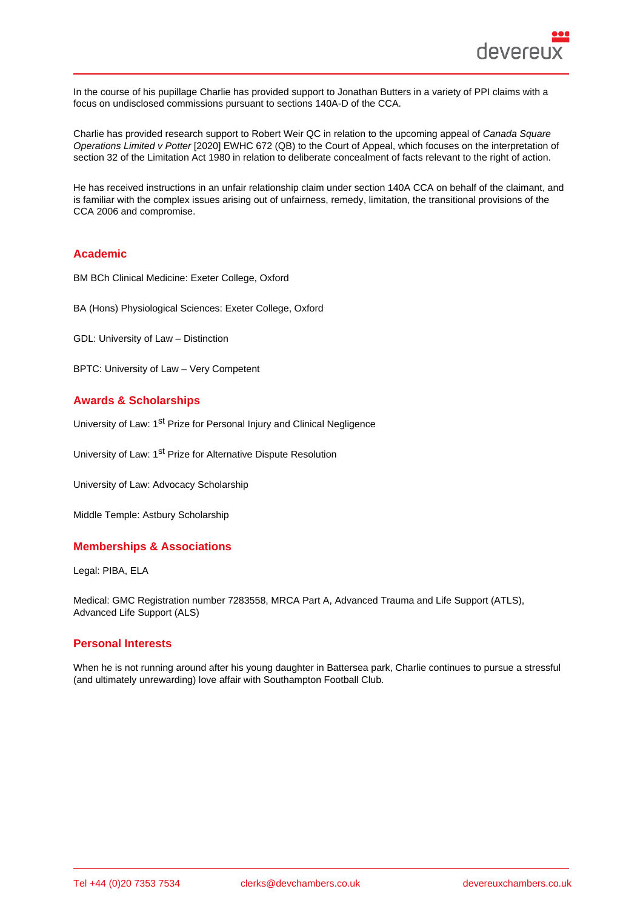In the course of his pupillage Charlie has provided support to Jonathan Butters in a variety of PPI claims with a focus on undisclosed commissions pursuant to sections 140A-D of the CCA.

Charlie has provided research support to Robert Weir QC in relation to the upcoming appeal of *Canada Square Operations Limited v Potter* [2020] EWHC 672 (QB) to the Court of Appeal, which focuses on the interpretation of section 32 of the Limitation Act 1980 in relation to deliberate concealment of facts relevant to the right of action.

He has received instructions in an unfair relationship claim under section 140A CCA on behalf of the claimant, and is familiar with the complex issues arising out of unfairness, remedy, limitation, the transitional provisions of the CCA 2006 and compromise.

## Academic

BM BCh Clinical Medicine: Exeter College, Oxford

BA (Hons) Physiological Sciences: Exeter College, Oxford

GDL: University of Law – Distinction

BPTC: University of Law – Very Competent

## Awards & Scholarships

University of Law: 1st Prize for Personal Injury and Clinical Negligence

University of Law: 1st Prize for Alternative Dispute Resolution

University of Law: Advocacy Scholarship

Middle Temple: Astbury Scholarship

## Memberships & Associations

Legal: PIBA, ELA

Medical: GMC Registration number 7283558, MRCA Part A, Advanced Trauma and Life Support (ATLS), Advanced Life Support (ALS)

## Personal Interests

When he is not running around after his young daughter in Battersea park, Charlie continues to pursue a stressful (and ultimately unrewarding) love affair with Southampton Football Club.